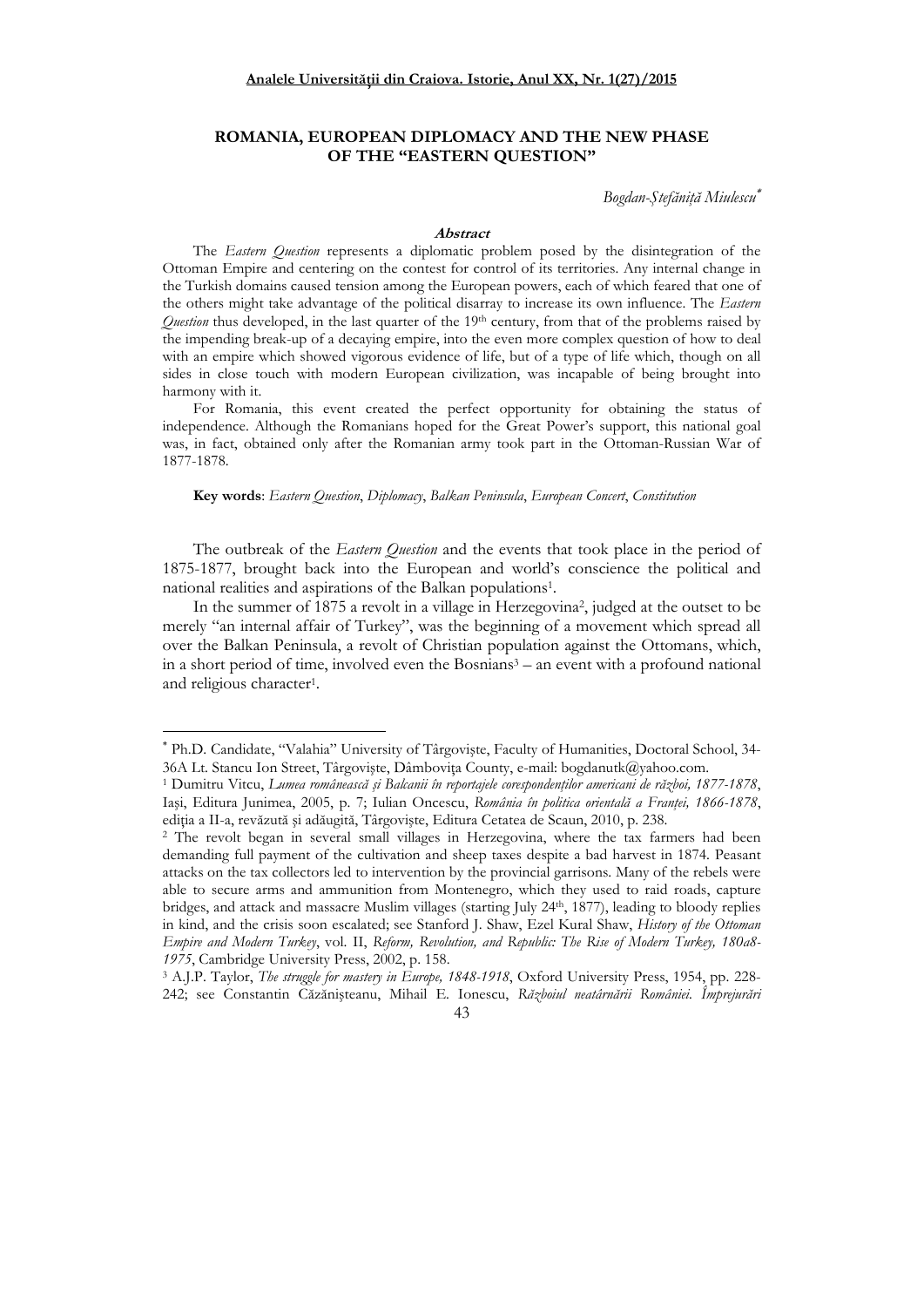# ROMANIA, EUROPEAN DIPLOMACY AND THE NEW PHASE OF THE "EASTERN QUESTION"

*Bogdan-Ştefăniţă Miulescu*[*]

### Abstract

The *Eastern Question* represents a diplomatic problem posed by the disintegration of the Ottoman Empire and centering on the contest for control of its territories. Any internal change in the Turkish domains caused tension among the European powers, each of which feared that one of the others might take advantage of the political disarray to increase its own influence. The *Eastern Question* thus developed, in the last quarter of the 19th century, from that of the problems raised by the impending break-up of a decaying empire, into the even more complex question of how to deal with an empire which showed vigorous evidence of life, but of a type of life which, though on all sides in close touch with modern European civilization, was incapable of being brought into harmony with it.

For Romania, this event created the perfect opportunity for obtaining the status of independence. Although the Romanians hoped for the Great Power's support, this national goal was, in fact, obtained only after the Romanian army took part in the Ottoman-Russian War of 1877-1878.

**Key words**: *Eastern Question*, *Diplomacy*, *Balkan Peninsula*, *European Concert*, *Constitution*

The outbreak of the *Eastern Question* and the events that took place in the period of 1875-1877, brought back into the European and world's conscience the political and national realities and aspirations of the Balkan populations[1].

In the summer of 1875 a revolt in a village in Herzegovina[2], judged at the outset to be merely "an internal affair of Turkey", was the beginning of a movement which spread all over the Balkan Peninsula, a revolt of Christian population against the Ottomans, which, in a short period of time, involved even the Bosnians[3] – an event with a profound national and religious character[1].

---

[*] Ph.D. Candidate, "Valahia" University of Târgovişte, Faculty of Humanities, Doctoral School, 34-36A Lt. Stancu Ion Street, Târgovişte, Dâmboviţa County, e-mail: bogdanutk@yahoo.com.

[1] Dumitru Vitcu, *Lumea românească şi Balcanii în reportajele corespondenţilor americani de război, 1877-1878*, Iaşi, Editura Junimea, 2005, p. 7; Iulian Oncescu, *România în politica orientală a Franţei, 1866-1878*, ediţia a II-a, revăzută şi adăugită, Târgovişte, Editura Cetatea de Scaun, 2010, p. 238.

[2] The revolt began in several small villages in Herzegovina, where the tax farmers had been demanding full payment of the cultivation and sheep taxes despite a bad harvest in 1874. Peasant attacks on the tax collectors led to intervention by the provincial garrisons. Many of the rebels were able to secure arms and ammunition from Montenegro, which they used to raid roads, capture bridges, and attack and massacre Muslim villages (starting July 24th, 1877), leading to bloody replies in kind, and the crisis soon escalated; see Stanford J. Shaw, Ezel Kural Shaw, *History of the Ottoman Empire and Modern Turkey*, vol. II, *Reform, Revolution, and Republic: The Rise of Modern Turkey, 180a8-1975*, Cambridge University Press, 2002, p. 158.

[3] A.J.P. Taylor, *The struggle for mastery in Europe, 1848-1918*, Oxford University Press, 1954, pp. 228-242; see Constantin Căzănişteanu, Mihail E. Ionescu, *Războiul neatârnării României. Împrejurări*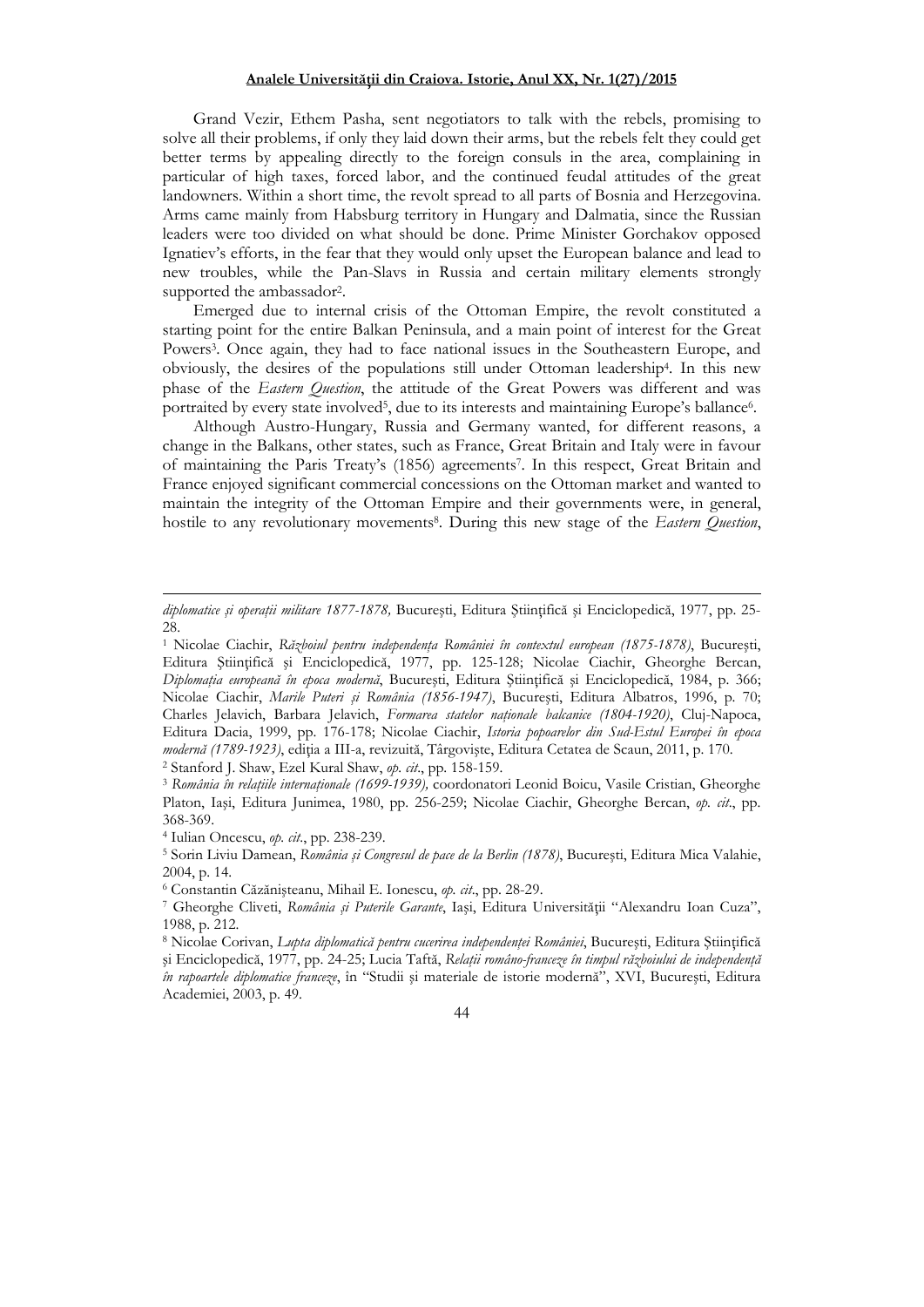Grand Vezir, Ethem Pasha, sent negotiators to talk with the rebels, promising to solve all their problems, if only they laid down their arms, but the rebels felt they could get better terms by appealing directly to the foreign consuls in the area, complaining in particular of high taxes, forced labor, and the continued feudal attitudes of the great landowners. Within a short time, the revolt spread to all parts of Bosnia and Herzegovina. Arms came mainly from Habsburg territory in Hungary and Dalmatia, since the Russian leaders were too divided on what should be done. Prime Minister Gorchakov opposed Ignatiev's efforts, in the fear that they would only upset the European balance and lead to new troubles, while the Pan-Slavs in Russia and certain military elements strongly supported the ambassador[2].

Emerged due to internal crisis of the Ottoman Empire, the revolt constituted a starting point for the entire Balkan Peninsula, and a main point of interest for the Great Powers[3]. Once again, they had to face national issues in the Southeastern Europe, and obviously, the desires of the populations still under Ottoman leadership[4]. In this new phase of the *Eastern Question*, the attitude of the Great Powers was different and was portraited by every state involved[5], due to its interests and maintaining Europe's ballance[6].

Although Austro-Hungary, Russia and Germany wanted, for different reasons, a change in the Balkans, other states, such as France, Great Britain and Italy were in favour of maintaining the Paris Treaty's (1856) agreements[7]. In this respect, Great Britain and France enjoyed significant commercial concessions on the Ottoman market and wanted to maintain the integrity of the Ottoman Empire and their governments were, in general, hostile to any revolutionary movements[8]. During this new stage of the *Eastern Question*,

---

*diplomatice și operații militare 1877-1878,* București, Editura Științifică și Enciclopedică, 1977, pp. 25-28.

[1] Nicolae Ciachir, *Războiul pentru independența României în contextul european (1875-1878)*, București, Editura Științifică și Enciclopedică, 1977, pp. 125-128; Nicolae Ciachir, Gheorghe Bercan, *Diplomația europeană în epoca modernă*, București, Editura Științifică și Enciclopedică, 1984, p. 366; Nicolae Ciachir, *Marile Puteri și România (1856-1947)*, București, Editura Albatros, 1996, p. 70; Charles Jelavich, Barbara Jelavich, *Formarea statelor naționale balcanice (1804-1920)*, Cluj-Napoca, Editura Dacia, 1999, pp. 176-178; Nicolae Ciachir, *Istoria popoarelor din Sud-Estul Europei în epoca modernă (1789-1923)*, ediția a III-a, revizuită, Târgoviște, Editura Cetatea de Scaun, 2011, p. 170.

[2] Stanford J. Shaw, Ezel Kural Shaw, *op. cit.*, pp. 158-159.

[3] *România în relațiile internaționale (1699-1939),* coordonatori Leonid Boicu, Vasile Cristian, Gheorghe Platon, Iași, Editura Junimea, 1980, pp. 256-259; Nicolae Ciachir, Gheorghe Bercan, *op. cit.*, pp. 368-369.

[4] Iulian Oncescu, *op. cit.*, pp. 238-239.

[5] Sorin Liviu Damean, *România și Congresul de pace de la Berlin (1878)*, București, Editura Mica Valahie, 2004, p. 14.

[6] Constantin Căzănișteanu, Mihail E. Ionescu, *op. cit.*, pp. 28-29.

[7] Gheorghe Cliveti, *România și Puterile Garante*, Iași, Editura Universității "Alexandru Ioan Cuza", 1988, p. 212.

[8] Nicolae Corivan, *Lupta diplomatică pentru cucerirea independenței României*, București, Editura Științifică și Enciclopedică, 1977, pp. 24-25; Lucia Taftă, *Relații româno-franceze în timpul războiului de independență în rapoartele diplomatice franceze*, în "Studii și materiale de istorie modernă", XVI, București, Editura Academiei, 2003, p. 49.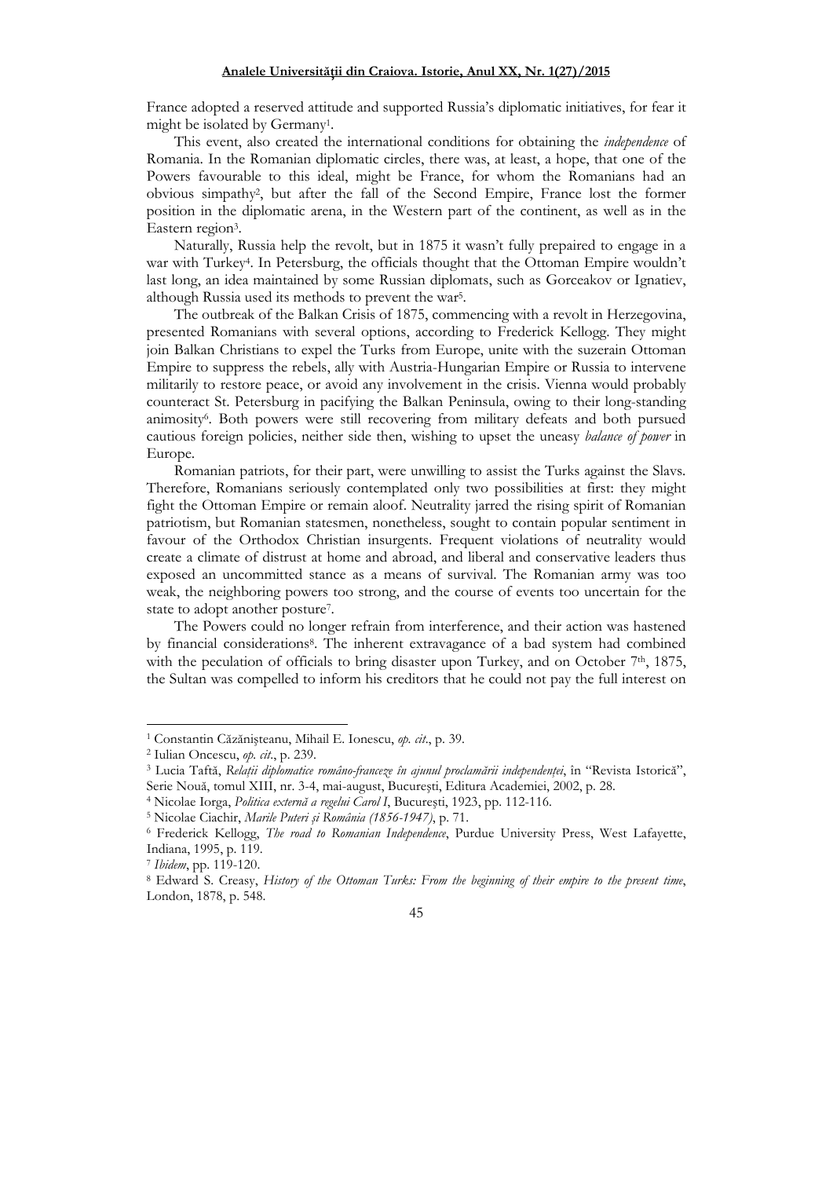France adopted a reserved attitude and supported Russia's diplomatic initiatives, for fear it might be isolated by Germany[1].

This event, also created the international conditions for obtaining the *independence* of Romania. In the Romanian diplomatic circles, there was, at least, a hope, that one of the Powers favourable to this ideal, might be France, for whom the Romanians had an obvious simpathy[2], but after the fall of the Second Empire, France lost the former position in the diplomatic arena, in the Western part of the continent, as well as in the Eastern region[3].

Naturally, Russia help the revolt, but in 1875 it wasn't fully prepaired to engage in a war with Turkey[4]. In Petersburg, the officials thought that the Ottoman Empire wouldn't last long, an idea maintained by some Russian diplomats, such as Gorceakov or Ignatiev, although Russia used its methods to prevent the war[5].

The outbreak of the Balkan Crisis of 1875, commencing with a revolt in Herzegovina, presented Romanians with several options, according to Frederick Kellogg. They might join Balkan Christians to expel the Turks from Europe, unite with the suzerain Ottoman Empire to suppress the rebels, ally with Austria-Hungarian Empire or Russia to intervene militarily to restore peace, or avoid any involvement in the crisis. Vienna would probably counteract St. Petersburg in pacifying the Balkan Peninsula, owing to their long-standing animosity[6]. Both powers were still recovering from military defeats and both pursued cautious foreign policies, neither side then, wishing to upset the uneasy *balance of power* in Europe.

Romanian patriots, for their part, were unwilling to assist the Turks against the Slavs. Therefore, Romanians seriously contemplated only two possibilities at first: they might fight the Ottoman Empire or remain aloof. Neutrality jarred the rising spirit of Romanian patriotism, but Romanian statesmen, nonetheless, sought to contain popular sentiment in favour of the Orthodox Christian insurgents. Frequent violations of neutrality would create a climate of distrust at home and abroad, and liberal and conservative leaders thus exposed an uncommitted stance as a means of survival. The Romanian army was too weak, the neighboring powers too strong, and the course of events too uncertain for the state to adopt another posture[7].

The Powers could no longer refrain from interference, and their action was hastened by financial considerations[8]. The inherent extravagance of a bad system had combined with the peculation of officials to bring disaster upon Turkey, and on October 7th, 1875, the Sultan was compelled to inform his creditors that he could not pay the full interest on

---

[1] Constantin Căzănișteanu, Mihail E. Ionescu, *op. cit.*, p. 39.

[2] Iulian Oncescu, *op. cit.*, p. 239.

[3] Lucia Taftă, *Relații diplomatice româno-franceze în ajunul proclamării independenței*, în "Revista Istorică", Serie Nouă, tomul XIII, nr. 3-4, mai-august, București, Editura Academiei, 2002, p. 28.

[4] Nicolae Iorga, *Politica externă a regelui Carol I*, București, 1923, pp. 112-116.

[5] Nicolae Ciachir, *Marile Puteri și România (1856-1947)*, p. 71.

[6] Frederick Kellogg, *The road to Romanian Independence*, Purdue University Press, West Lafayette, Indiana, 1995, p. 119.

[7] *Ibidem*, pp. 119-120.

[8] Edward S. Creasy, *History of the Ottoman Turks: From the beginning of their empire to the present time*, London, 1878, p. 548.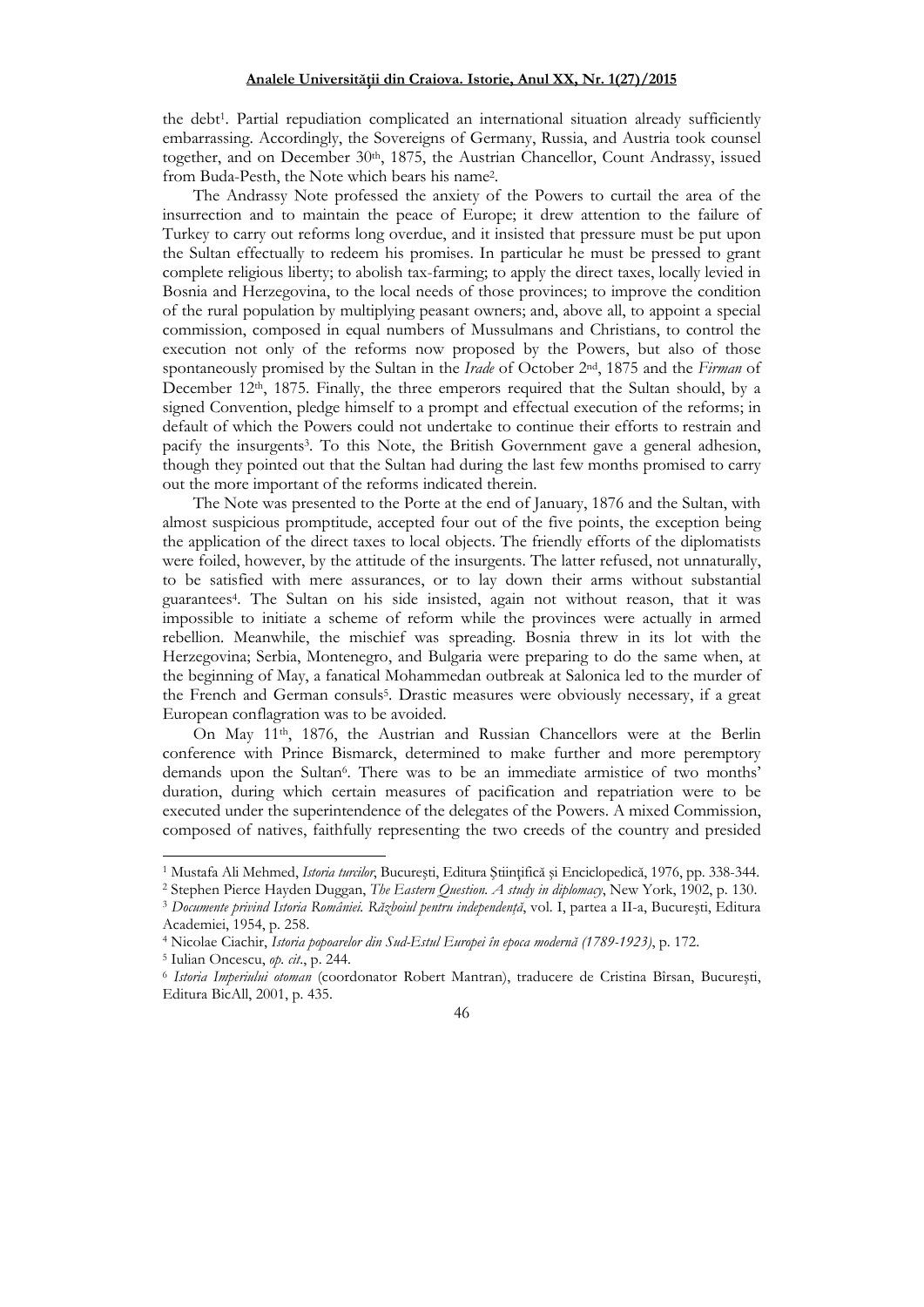the debt[1]. Partial repudiation complicated an international situation already sufficiently embarrassing. Accordingly, the Sovereigns of Germany, Russia, and Austria took counsel together, and on December 30th, 1875, the Austrian Chancellor, Count Andrassy, issued from Buda-Pesth, the Note which bears his name[2].

The Andrassy Note professed the anxiety of the Powers to curtail the area of the insurrection and to maintain the peace of Europe; it drew attention to the failure of Turkey to carry out reforms long overdue, and it insisted that pressure must be put upon the Sultan effectually to redeem his promises. In particular he must be pressed to grant complete religious liberty; to abolish tax-farming; to apply the direct taxes, locally levied in Bosnia and Herzegovina, to the local needs of those provinces; to improve the condition of the rural population by multiplying peasant owners; and, above all, to appoint a special commission, composed in equal numbers of Mussulmans and Christians, to control the execution not only of the reforms now proposed by the Powers, but also of those spontaneously promised by the Sultan in the *Irade* of October 2nd, 1875 and the *Firman* of December 12th, 1875. Finally, the three emperors required that the Sultan should, by a signed Convention, pledge himself to a prompt and effectual execution of the reforms; in default of which the Powers could not undertake to continue their efforts to restrain and pacify the insurgents[3]. To this Note, the British Government gave a general adhesion, though they pointed out that the Sultan had during the last few months promised to carry out the more important of the reforms indicated therein.

The Note was presented to the Porte at the end of January, 1876 and the Sultan, with almost suspicious promptitude, accepted four out of the five points, the exception being the application of the direct taxes to local objects. The friendly efforts of the diplomatists were foiled, however, by the attitude of the insurgents. The latter refused, not unnaturally, to be satisfied with mere assurances, or to lay down their arms without substantial guarantees[4]. The Sultan on his side insisted, again not without reason, that it was impossible to initiate a scheme of reform while the provinces were actually in armed rebellion. Meanwhile, the mischief was spreading. Bosnia threw in its lot with the Herzegovina; Serbia, Montenegro, and Bulgaria were preparing to do the same when, at the beginning of May, a fanatical Mohammedan outbreak at Salonica led to the murder of the French and German consuls[5]. Drastic measures were obviously necessary, if a great European conflagration was to be avoided.

On May 11th, 1876, the Austrian and Russian Chancellors were at the Berlin conference with Prince Bismarck, determined to make further and more peremptory demands upon the Sultan[6]. There was to be an immediate armistice of two months' duration, during which certain measures of pacification and repatriation were to be executed under the superintendence of the delegates of the Powers. A mixed Commission, composed of natives, faithfully representing the two creeds of the country and presided

---

[1] Mustafa Ali Mehmed, *Istoria turcilor*, București, Editura Științifică și Enciclopedică, 1976, pp. 338-344.

[2] Stephen Pierce Hayden Duggan, *The Eastern Question. A study in diplomacy*, New York, 1902, p. 130.

[3] *Documente privind Istoria României. Războiul pentru independență*, vol. I, partea a II-a, București, Editura Academiei, 1954, p. 258.

[4] Nicolae Ciachir, *Istoria popoarelor din Sud-Estul Europei în epoca modernă (1789-1923)*, p. 172.

[5] Iulian Oncescu, *op. cit.*, p. 244.

[6] *Istoria Imperiului otoman* (coordonator Robert Mantran), traducere de Cristina Bîrsan, București, Editura BicAll, 2001, p. 435.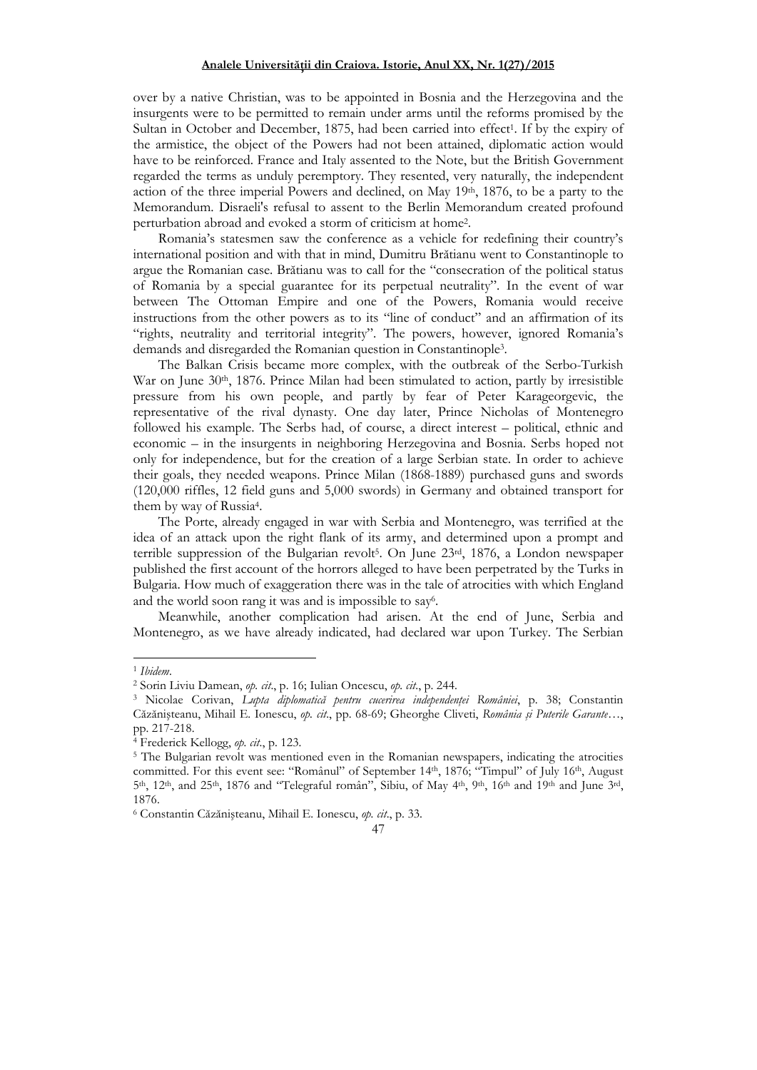over by a native Christian, was to be appointed in Bosnia and the Herzegovina and the insurgents were to be permitted to remain under arms until the reforms promised by the Sultan in October and December, 1875, had been carried into effect[1]. If by the expiry of the armistice, the object of the Powers had not been attained, diplomatic action would have to be reinforced. France and Italy assented to the Note, but the British Government regarded the terms as unduly peremptory. They resented, very naturally, the independent action of the three imperial Powers and declined, on May 19th, 1876, to be a party to the Memorandum. Disraeli's refusal to assent to the Berlin Memorandum created profound perturbation abroad and evoked a storm of criticism at home[2].

Romania's statesmen saw the conference as a vehicle for redefining their country's international position and with that in mind, Dumitru Brătianu went to Constantinople to argue the Romanian case. Brătianu was to call for the "consecration of the political status of Romania by a special guarantee for its perpetual neutrality". In the event of war between The Ottoman Empire and one of the Powers, Romania would receive instructions from the other powers as to its "line of conduct" and an affirmation of its "rights, neutrality and territorial integrity". The powers, however, ignored Romania's demands and disregarded the Romanian question in Constantinople[3].

The Balkan Crisis became more complex, with the outbreak of the Serbo-Turkish War on June 30th, 1876. Prince Milan had been stimulated to action, partly by irresistible pressure from his own people, and partly by fear of Peter Karageorgevic, the representative of the rival dynasty. One day later, Prince Nicholas of Montenegro followed his example. The Serbs had, of course, a direct interest – political, ethnic and economic – in the insurgents in neighboring Herzegovina and Bosnia. Serbs hoped not only for independence, but for the creation of a large Serbian state. In order to achieve their goals, they needed weapons. Prince Milan (1868-1889) purchased guns and swords (120,000 riffles, 12 field guns and 5,000 swords) in Germany and obtained transport for them by way of Russia[4].

The Porte, already engaged in war with Serbia and Montenegro, was terrified at the idea of an attack upon the right flank of its army, and determined upon a prompt and terrible suppression of the Bulgarian revolt[5]. On June 23rd, 1876, a London newspaper published the first account of the horrors alleged to have been perpetrated by the Turks in Bulgaria. How much of exaggeration there was in the tale of atrocities with which England and the world soon rang it was and is impossible to say[6].

Meanwhile, another complication had arisen. At the end of June, Serbia and Montenegro, as we have already indicated, had declared war upon Turkey. The Serbian

---

[1] *Ibidem*.

[2] Sorin Liviu Damean, *op. cit*., p. 16; Iulian Oncescu, *op. cit*., p. 244.

[3] Nicolae Corivan, *Lupta diplomatică pentru cucerirea independenței României*, p. 38; Constantin Căzănișteanu, Mihail E. Ionescu, *op. cit*., pp. 68-69; Gheorghe Cliveti, *România și Puterile Garante*…, pp. 217-218.

[4] Frederick Kellogg, *op. cit*., p. 123.

[5] The Bulgarian revolt was mentioned even in the Romanian newspapers, indicating the atrocities committed. For this event see: "Românul" of September 14th, 1876; "Timpul" of July 16th, August 5th, 12th, and 25th, 1876 and "Telegraful român", Sibiu, of May 4th, 9th, 16th and 19th and June 3rd, 1876.

[6] Constantin Căzănișteanu, Mihail E. Ionescu, *op. cit*., p. 33.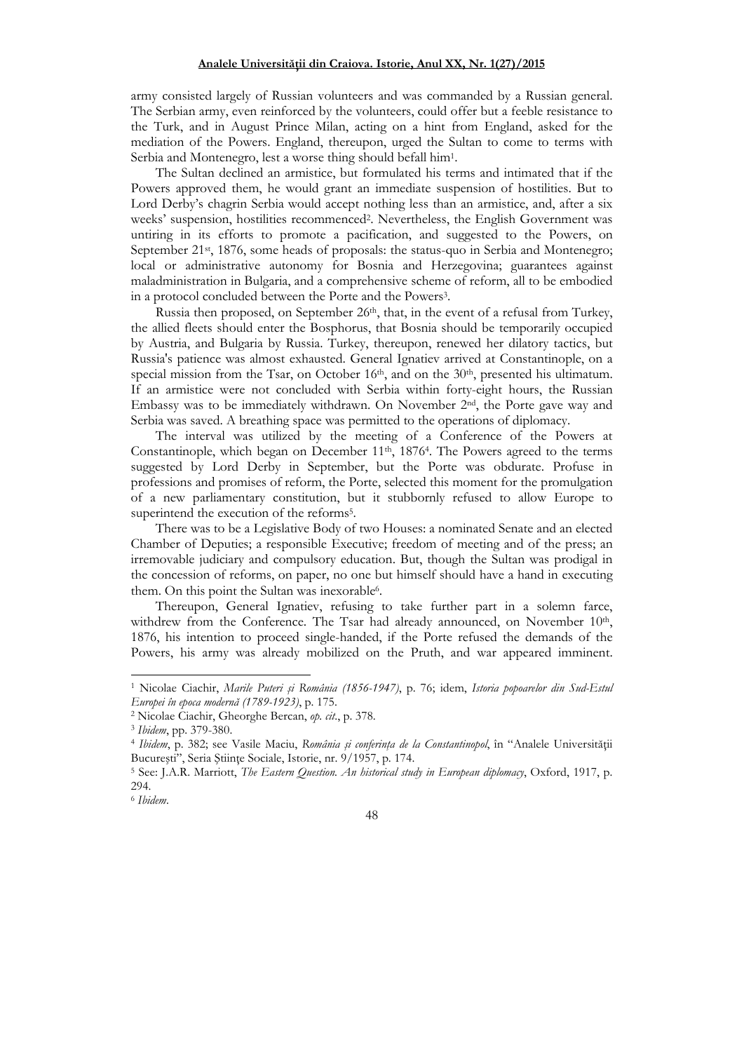army consisted largely of Russian volunteers and was commanded by a Russian general. The Serbian army, even reinforced by the volunteers, could offer but a feeble resistance to the Turk, and in August Prince Milan, acting on a hint from England, asked for the mediation of the Powers. England, thereupon, urged the Sultan to come to terms with Serbia and Montenegro, lest a worse thing should befall him[1].

The Sultan declined an armistice, but formulated his terms and intimated that if the Powers approved them, he would grant an immediate suspension of hostilities. But to Lord Derby's chagrin Serbia would accept nothing less than an armistice, and, after a six weeks' suspension, hostilities recommenced[2]. Nevertheless, the English Government was untiring in its efforts to promote a pacification, and suggested to the Powers, on September 21st, 1876, some heads of proposals: the status-quo in Serbia and Montenegro; local or administrative autonomy for Bosnia and Herzegovina; guarantees against maladministration in Bulgaria, and a comprehensive scheme of reform, all to be embodied in a protocol concluded between the Porte and the Powers[3].

Russia then proposed, on September 26th, that, in the event of a refusal from Turkey, the allied fleets should enter the Bosphorus, that Bosnia should be temporarily occupied by Austria, and Bulgaria by Russia. Turkey, thereupon, renewed her dilatory tactics, but Russia's patience was almost exhausted. General Ignatiev arrived at Constantinople, on a special mission from the Tsar, on October 16th, and on the 30th, presented his ultimatum. If an armistice were not concluded with Serbia within forty-eight hours, the Russian Embassy was to be immediately withdrawn. On November 2nd, the Porte gave way and Serbia was saved. A breathing space was permitted to the operations of diplomacy.

The interval was utilized by the meeting of a Conference of the Powers at Constantinople, which began on December 11th, 1876[4]. The Powers agreed to the terms suggested by Lord Derby in September, but the Porte was obdurate. Profuse in professions and promises of reform, the Porte, selected this moment for the promulgation of a new parliamentary constitution, but it stubbornly refused to allow Europe to superintend the execution of the reforms[5].

There was to be a Legislative Body of two Houses: a nominated Senate and an elected Chamber of Deputies; a responsible Executive; freedom of meeting and of the press; an irremovable judiciary and compulsory education. But, though the Sultan was prodigal in the concession of reforms, on paper, no one but himself should have a hand in executing them. On this point the Sultan was inexorable[6].

Thereupon, General Ignatiev, refusing to take further part in a solemn farce, withdrew from the Conference. The Tsar had already announced, on November 10th, 1876, his intention to proceed single-handed, if the Porte refused the demands of the Powers, his army was already mobilized on the Pruth, and war appeared imminent.

---

[1] Nicolae Ciachir, *Marile Puteri și România (1856-1947)*, p. 76; idem, *Istoria popoarelor din Sud-Estul Europei în epoca modernă (1789-1923)*, p. 175.

[2] Nicolae Ciachir, Gheorghe Bercan, *op. cit.*, p. 378.

[3] *Ibidem*, pp. 379-380.

[4] *Ibidem*, p. 382; see Vasile Maciu, *România și conferința de la Constantinopol*, în "Analele Universității București", Seria Științe Sociale, Istorie, nr. 9/1957, p. 174.

[5] See: J.A.R. Marriott, *The Eastern Question. An historical study in European diplomacy*, Oxford, 1917, p. 294.

[6] *Ibidem*.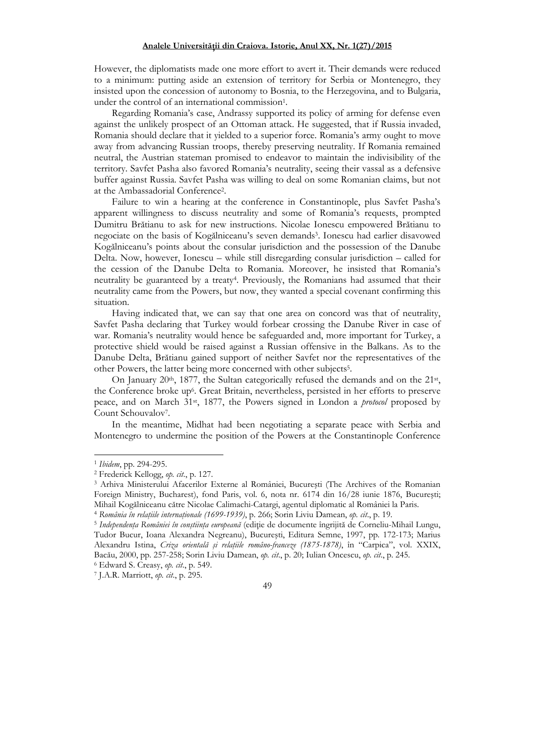However, the diplomatists made one more effort to avert it. Their demands were reduced to a minimum: putting aside an extension of territory for Serbia or Montenegro, they insisted upon the concession of autonomy to Bosnia, to the Herzegovina, and to Bulgaria, under the control of an international commission[1].

Regarding Romania's case, Andrassy supported its policy of arming for defense even against the unlikely prospect of an Ottoman attack. He suggested, that if Russia invaded, Romania should declare that it yielded to a superior force. Romania's army ought to move away from advancing Russian troops, thereby preserving neutrality. If Romania remained neutral, the Austrian stateman promised to endeavor to maintain the indivisibility of the territory. Savfet Pasha also favored Romania's neutrality, seeing their vassal as a defensive buffer against Russia. Savfet Pasha was willing to deal on some Romanian claims, but not at the Ambassadorial Conference[2].

Failure to win a hearing at the conference in Constantinople, plus Savfet Pasha's apparent willingness to discuss neutrality and some of Romania's requests, prompted Dumitru Brătianu to ask for new instructions. Nicolae Ionescu empowered Brătianu to negociate on the basis of Kogălniceanu's seven demands[3]. Ionescu had earlier disavowed Kogălniceanu's points about the consular jurisdiction and the possession of the Danube Delta. Now, however, Ionescu – while still disregarding consular jurisdiction – called for the cession of the Danube Delta to Romania. Moreover, he insisted that Romania's neutrality be guaranteed by a treaty[4]. Previously, the Romanians had assumed that their neutrality came from the Powers, but now, they wanted a special covenant confirming this situation.

Having indicated that, we can say that one area on concord was that of neutrality, Savfet Pasha declaring that Turkey would forbear crossing the Danube River in case of war. Romania's neutrality would hence be safeguarded and, more important for Turkey, a protective shield would be raised against a Russian offensive in the Balkans. As to the Danube Delta, Brătianu gained support of neither Savfet nor the representatives of the other Powers, the latter being more concerned with other subjects[5].

On January 20th, 1877, the Sultan categorically refused the demands and on the 21st, the Conference broke up[6]. Great Britain, nevertheless, persisted in her efforts to preserve peace, and on March 31st, 1877, the Powers signed in London a *protocol* proposed by Count Schouvalov[7].

In the meantime, Midhat had been negotiating a separate peace with Serbia and Montenegro to undermine the position of the Powers at the Constantinople Conference

---

[1] *Ibidem*, pp. 294-295.

[2] Frederick Kellogg, *op. cit.*, p. 127.

[3] Arhiva Ministerului Afacerilor Externe al României, București (The Archives of the Romanian Foreign Ministry, Bucharest), fond Paris, vol. 6, nota nr. 6174 din 16/28 iunie 1876, București; Mihail Kogălniceanu către Nicolae Calimachi-Catargi, agentul diplomatic al României la Paris.

[4] *România în relațiile internaționale (1699-1939)*, p. 266; Sorin Liviu Damean, *op. cit.*, p. 19.

[5] *Independența României în conștiința europeană* (ediție de documente îngrijită de Corneliu-Mihail Lungu, Tudor Bucur, Ioana Alexandra Negreanu), București, Editura Semne, 1997, pp. 172-173; Marius Alexandru Istina, *Criza orientală și relațiile româno-franceze (1875-1878)*, în "Carpica", vol. XXIX, Bacău, 2000, pp. 257-258; Sorin Liviu Damean, *op. cit.*, p. 20; Iulian Oncescu, *op. cit.*, p. 245.

[6] Edward S. Creasy, *op. cit.*, p. 549.

[7] J.A.R. Marriott, *op. cit.*, p. 295.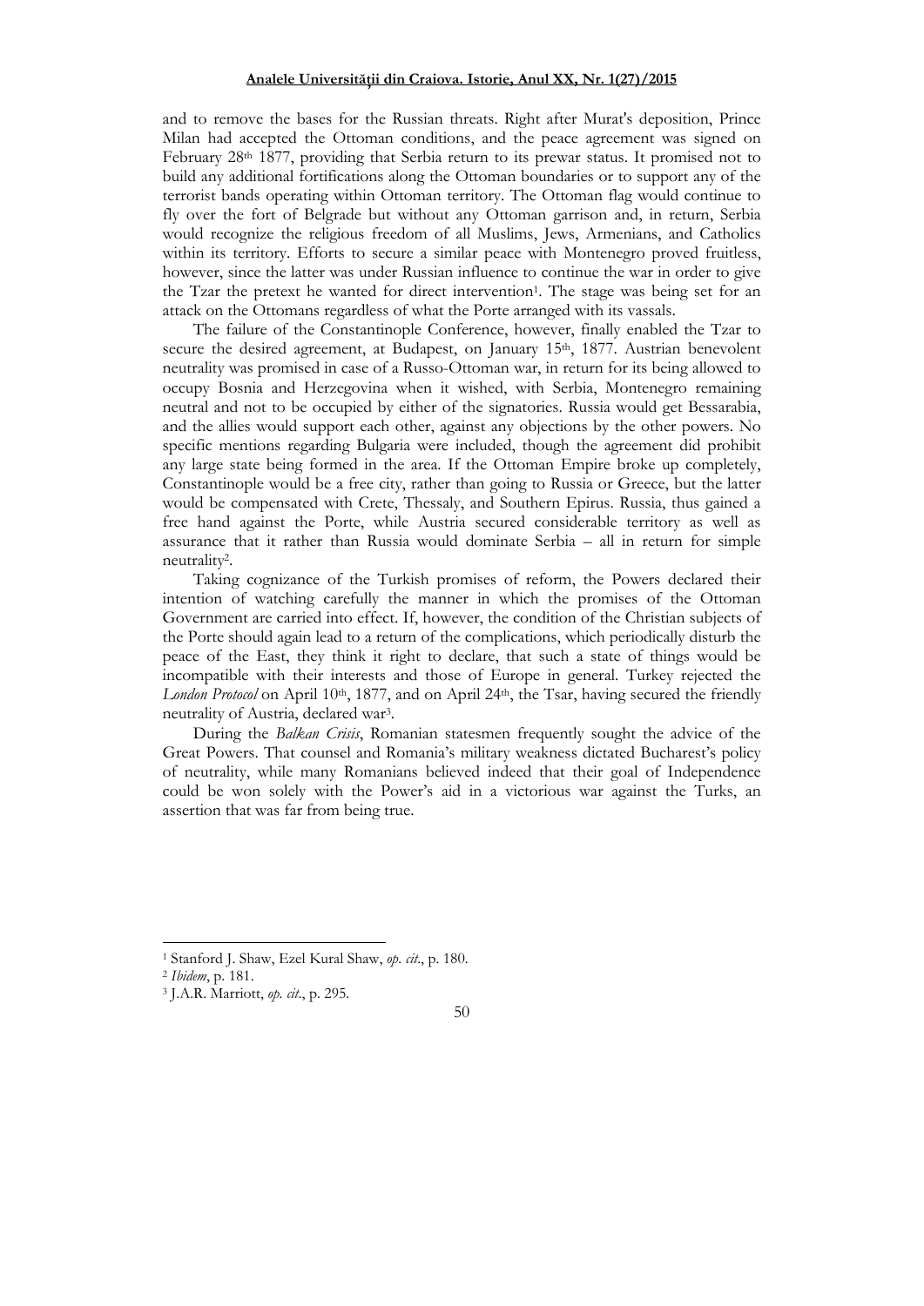and to remove the bases for the Russian threats. Right after Murat's deposition, Prince Milan had accepted the Ottoman conditions, and the peace agreement was signed on February 28th 1877, providing that Serbia return to its prewar status. It promised not to build any additional fortifications along the Ottoman boundaries or to support any of the terrorist bands operating within Ottoman territory. The Ottoman flag would continue to fly over the fort of Belgrade but without any Ottoman garrison and, in return, Serbia would recognize the religious freedom of all Muslims, Jews, Armenians, and Catholics within its territory. Efforts to secure a similar peace with Montenegro proved fruitless, however, since the latter was under Russian influence to continue the war in order to give the Tzar the pretext he wanted for direct intervention[1]. The stage was being set for an attack on the Ottomans regardless of what the Porte arranged with its vassals.

The failure of the Constantinople Conference, however, finally enabled the Tzar to secure the desired agreement, at Budapest, on January 15th, 1877. Austrian benevolent neutrality was promised in case of a Russo-Ottoman war, in return for its being allowed to occupy Bosnia and Herzegovina when it wished, with Serbia, Montenegro remaining neutral and not to be occupied by either of the signatories. Russia would get Bessarabia, and the allies would support each other, against any objections by the other powers. No specific mentions regarding Bulgaria were included, though the agreement did prohibit any large state being formed in the area. If the Ottoman Empire broke up completely, Constantinople would be a free city, rather than going to Russia or Greece, but the latter would be compensated with Crete, Thessaly, and Southern Epirus. Russia, thus gained a free hand against the Porte, while Austria secured considerable territory as well as assurance that it rather than Russia would dominate Serbia – all in return for simple neutrality[2].

Taking cognizance of the Turkish promises of reform, the Powers declared their intention of watching carefully the manner in which the promises of the Ottoman Government are carried into effect. If, however, the condition of the Christian subjects of the Porte should again lead to a return of the complications, which periodically disturb the peace of the East, they think it right to declare, that such a state of things would be incompatible with their interests and those of Europe in general. Turkey rejected the *London Protocol* on April 10th, 1877, and on April 24th, the Tsar, having secured the friendly neutrality of Austria, declared war[3].

During the *Balkan Crisis*, Romanian statesmen frequently sought the advice of the Great Powers. That counsel and Romania's military weakness dictated Bucharest's policy of neutrality, while many Romanians believed indeed that their goal of Independence could be won solely with the Power's aid in a victorious war against the Turks, an assertion that was far from being true.

---

[1] Stanford J. Shaw, Ezel Kural Shaw, *op. cit.*, p. 180.

[2] *Ibidem*, p. 181.

[3] J.A.R. Marriott, *op. cit.*, p. 295.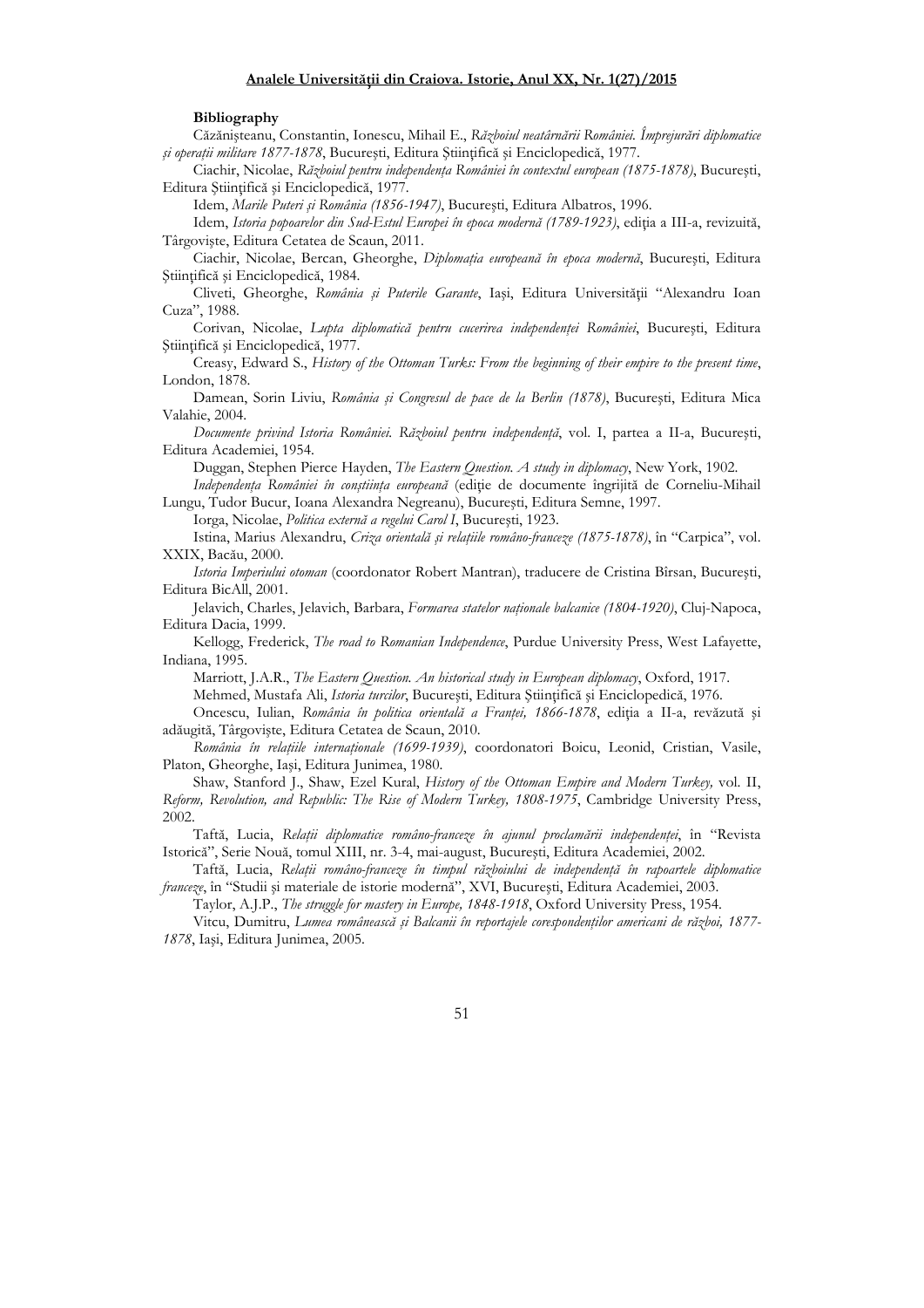**Bibliography**

Căzănișteanu, Constantin, Ionescu, Mihail E., *Războiul neatârnării României. Împrejurări diplomatice și operații militare 1877-1878*, București, Editura Științifică și Enciclopedică, 1977.

Ciachir, Nicolae, *Războiul pentru independența României în contextul european (1875-1878)*, București, Editura Științifică și Enciclopedică, 1977.

Idem, *Marile Puteri și România (1856-1947)*, București, Editura Albatros, 1996.

Idem, *Istoria popoarelor din Sud-Estul Europei în epoca modernă (1789-1923)*, ediția a III-a, revizuită, Târgoviște, Editura Cetatea de Scaun, 2011.

Ciachir, Nicolae, Bercan, Gheorghe, *Diplomația europeană în epoca modernă*, București, Editura Științifică și Enciclopedică, 1984.

Cliveti, Gheorghe, *România și Puterile Garante*, Iași, Editura Universității "Alexandru Ioan Cuza", 1988.

Corivan, Nicolae, *Lupta diplomatică pentru cucerirea independenței României*, București, Editura Științifică și Enciclopedică, 1977.

Creasy, Edward S., *History of the Ottoman Turks: From the beginning of their empire to the present time*, London, 1878.

Damean, Sorin Liviu, *România și Congresul de pace de la Berlin (1878)*, București, Editura Mica Valahie, 2004.

*Documente privind Istoria României. Războiul pentru independență*, vol. I, partea a II-a, București, Editura Academiei, 1954.

Duggan, Stephen Pierce Hayden, *The Eastern Question. A study in diplomacy*, New York, 1902.

*Independența României în conștiința europeană* (ediție de documente îngrijită de Corneliu-Mihail Lungu, Tudor Bucur, Ioana Alexandra Negreanu), București, Editura Semne, 1997.

Iorga, Nicolae, *Politica externă a regelui Carol I*, București, 1923.

Istina, Marius Alexandru, *Criza orientală și relațiile româno-franceze (1875-1878)*, în "Carpica", vol. XXIX, Bacău, 2000.

*Istoria Imperiului otoman* (coordonator Robert Mantran), traducere de Cristina Bîrsan, București, Editura BicAll, 2001.

Jelavich, Charles, Jelavich, Barbara, *Formarea statelor naționale balcanice (1804-1920)*, Cluj-Napoca, Editura Dacia, 1999.

Kellogg, Frederick, *The road to Romanian Independence*, Purdue University Press, West Lafayette, Indiana, 1995.

Marriott, J.A.R., *The Eastern Question. An historical study in European diplomacy*, Oxford, 1917.

Mehmed, Mustafa Ali, *Istoria turcilor*, București, Editura Științifică și Enciclopedică, 1976.

Oncescu, Iulian, *România în politica orientală a Franței, 1866-1878*, ediția a II-a, revăzută și adăugită, Târgoviște, Editura Cetatea de Scaun, 2010.

*România în relațiile internaționale (1699-1939)*, coordonatori Boicu, Leonid, Cristian, Vasile, Platon, Gheorghe, Iași, Editura Junimea, 1980.

Shaw, Stanford J., Shaw, Ezel Kural, *History of the Ottoman Empire and Modern Turkey,* vol. II, *Reform, Revolution, and Republic: The Rise of Modern Turkey, 1808-1975*, Cambridge University Press, 2002.

Taftă, Lucia, *Relații diplomatice româno-franceze în ajunul proclamării independenței*, în "Revista Istorică", Serie Nouă, tomul XIII, nr. 3-4, mai-august, București, Editura Academiei, 2002.

Taftă, Lucia, *Relații româno-franceze în timpul războiului de independență în rapoartele diplomatice franceze*, în "Studii și materiale de istorie modernă", XVI, București, Editura Academiei, 2003.

Taylor, A.J.P., *The struggle for mastery in Europe, 1848-1918*, Oxford University Press, 1954.

Vitcu, Dumitru, *Lumea românească și Balcanii în reportajele corespondenților americani de război, 1877-1878*, Iași, Editura Junimea, 2005.